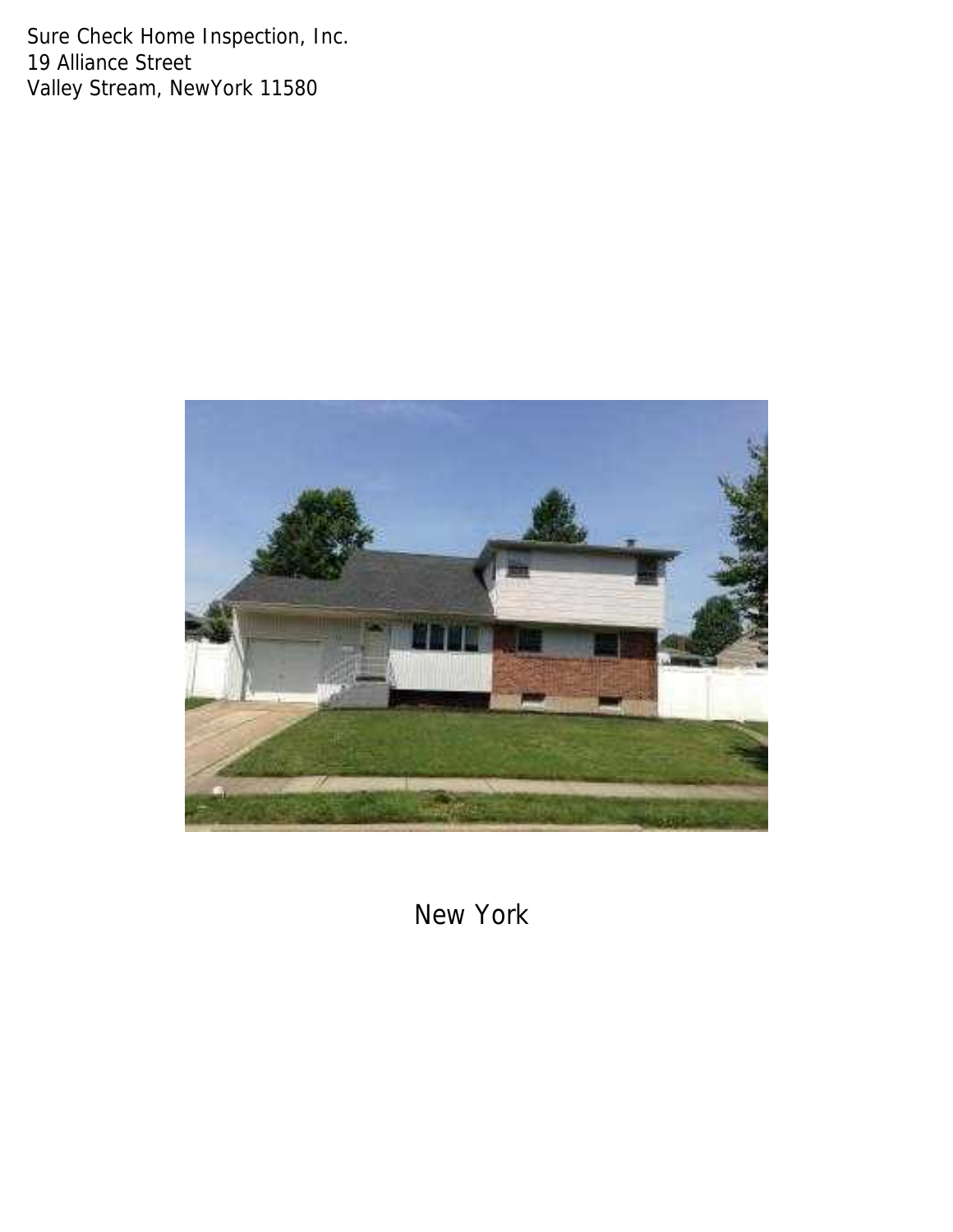Sure Check Home Inspection, Inc.
19 Alliance Street
Valley Stream, NewYork 11580

New York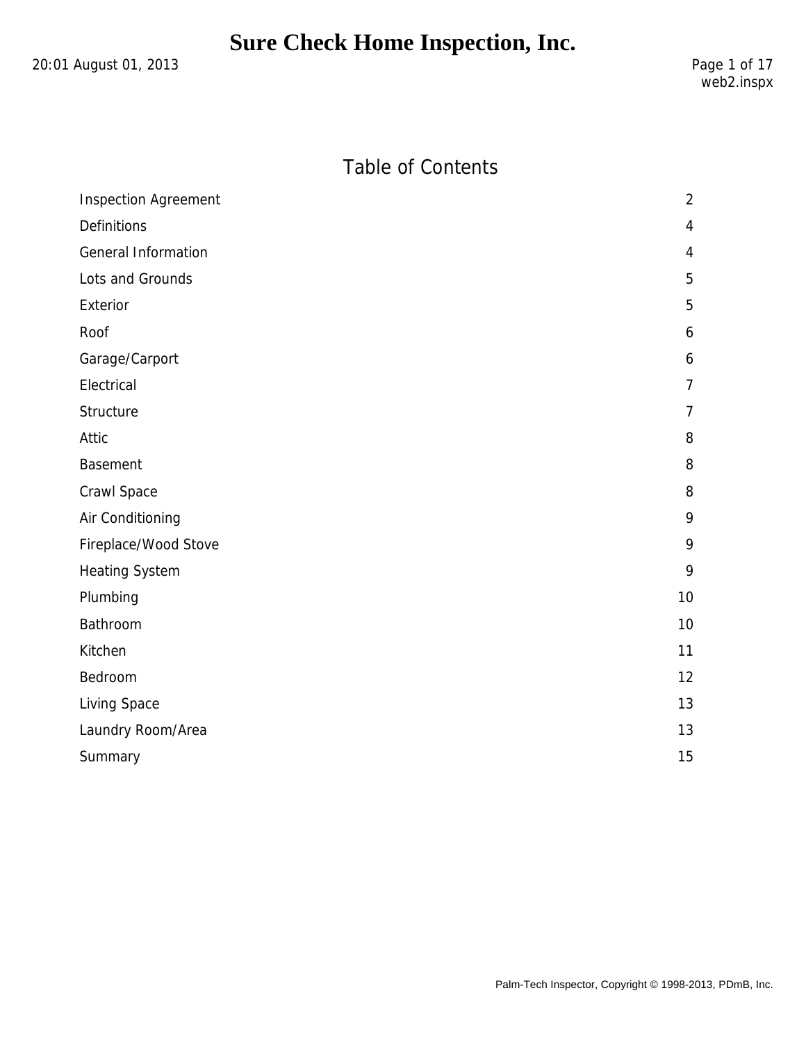# Sure Check Home Inspection, Inc.

20:01 August 01, 2013

web2.inspx

## Table of Contents

| Section | Page |
| --- | --- |
| Inspection Agreement | 2 |
| Definitions | 4 |
| General Information | 4 |
| Lots and Grounds | 5 |
| Exterior | 5 |
| Roof | 6 |
| Garage/Carport | 6 |
| Electrical | 7 |
| Structure | 7 |
| Attic | 8 |
| Basement | 8 |
| Crawl Space | 8 |
| Air Conditioning | 9 |
| Fireplace/Wood Stove | 9 |
| Heating System | 9 |
| Plumbing | 10 |
| Bathroom | 10 |
| Kitchen | 11 |
| Bedroom | 12 |
| Living Space | 13 |
| Laundry Room/Area | 13 |
| Summary | 15 |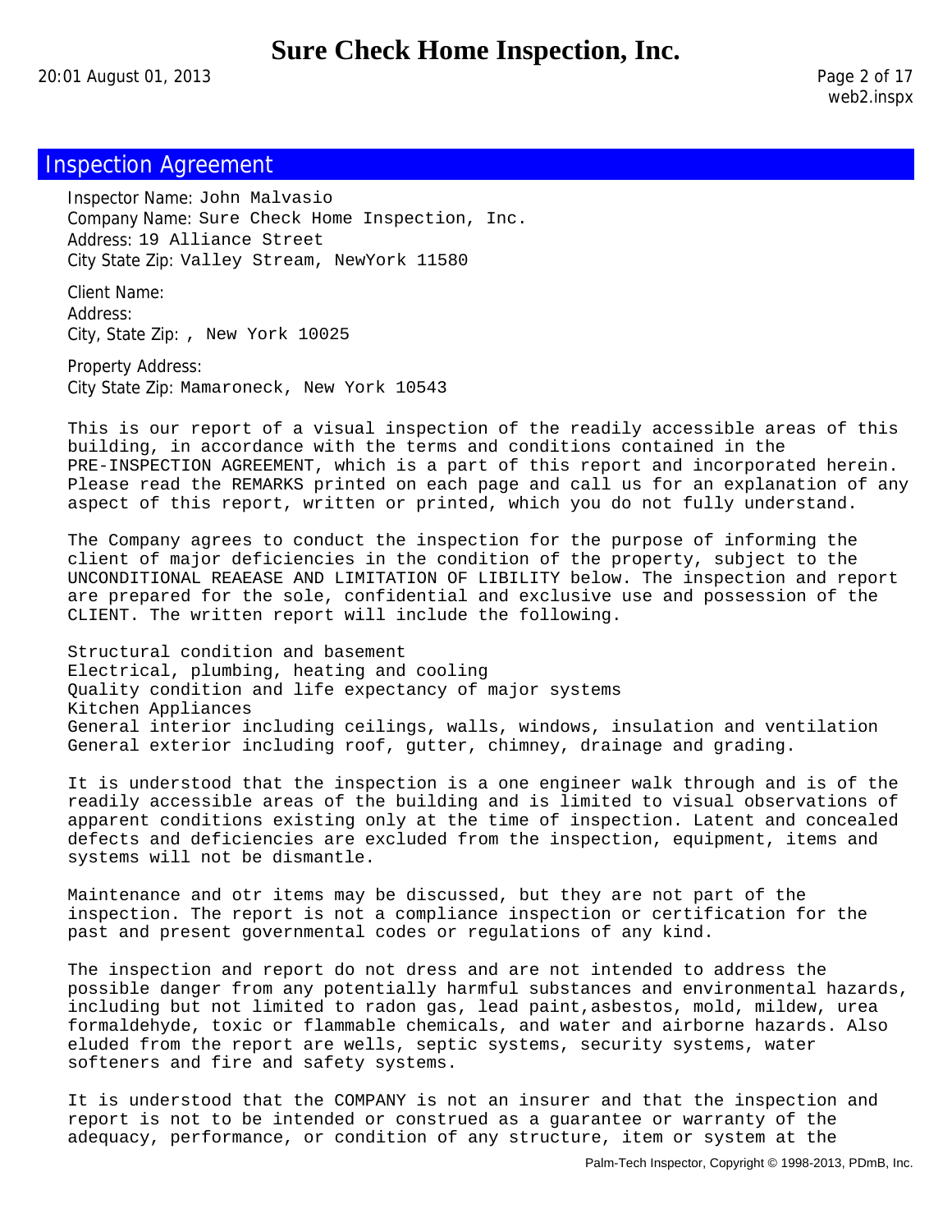## Inspection Agreement

Inspector Name: John Malvasio
Company Name: Sure Check Home Inspection, Inc.
Address: 19 Alliance Street
City State Zip: Valley Stream, NewYork 11580

Client Name:
Address:
City, State Zip: , New York 10025

Property Address:
City State Zip: Mamaroneck, New York 10543

This is our report of a visual inspection of the readily accessible areas of this building, in accordance with the terms and conditions contained in the PRE-INSPECTION AGREEMENT, which is a part of this report and incorporated herein. Please read the REMARKS printed on each page and call us for an explanation of any aspect of this report, written or printed, which you do not fully understand.

The Company agrees to conduct the inspection for the purpose of informing the client of major deficiencies in the condition of the property, subject to the UNCONDITIONAL REAEASE AND LIMITATION OF LIBILITY below. The inspection and report are prepared for the sole, confidential and exclusive use and possession of the CLIENT. The written report will include the following.

Structural condition and basement
Electrical, plumbing, heating and cooling
Quality condition and life expectancy of major systems
Kitchen Appliances
General interior including ceilings, walls, windows, insulation and ventilation
General exterior including roof, gutter, chimney, drainage and grading.

It is understood that the inspection is a one engineer walk through and is of the readily accessible areas of the building and is limited to visual observations of apparent conditions existing only at the time of inspection. Latent and concealed defects and deficiencies are excluded from the inspection, equipment, items and systems will not be dismantle.

Maintenance and otr items may be discussed, but they are not part of the inspection. The report is not a compliance inspection or certification for the past and present governmental codes or regulations of any kind.

The inspection and report do not dress and are not intended to address the possible danger from any potentially harmful substances and environmental hazards, including but not limited to radon gas, lead paint,asbestos, mold, mildew, urea formaldehyde, toxic or flammable chemicals, and water and airborne hazards. Also eluded from the report are wells, septic systems, security systems, water softeners and fire and safety systems.

It is understood that the COMPANY is not an insurer and that the inspection and report is not to be intended or construed as a guarantee or warranty of the adequacy, performance, or condition of any structure, item or system at the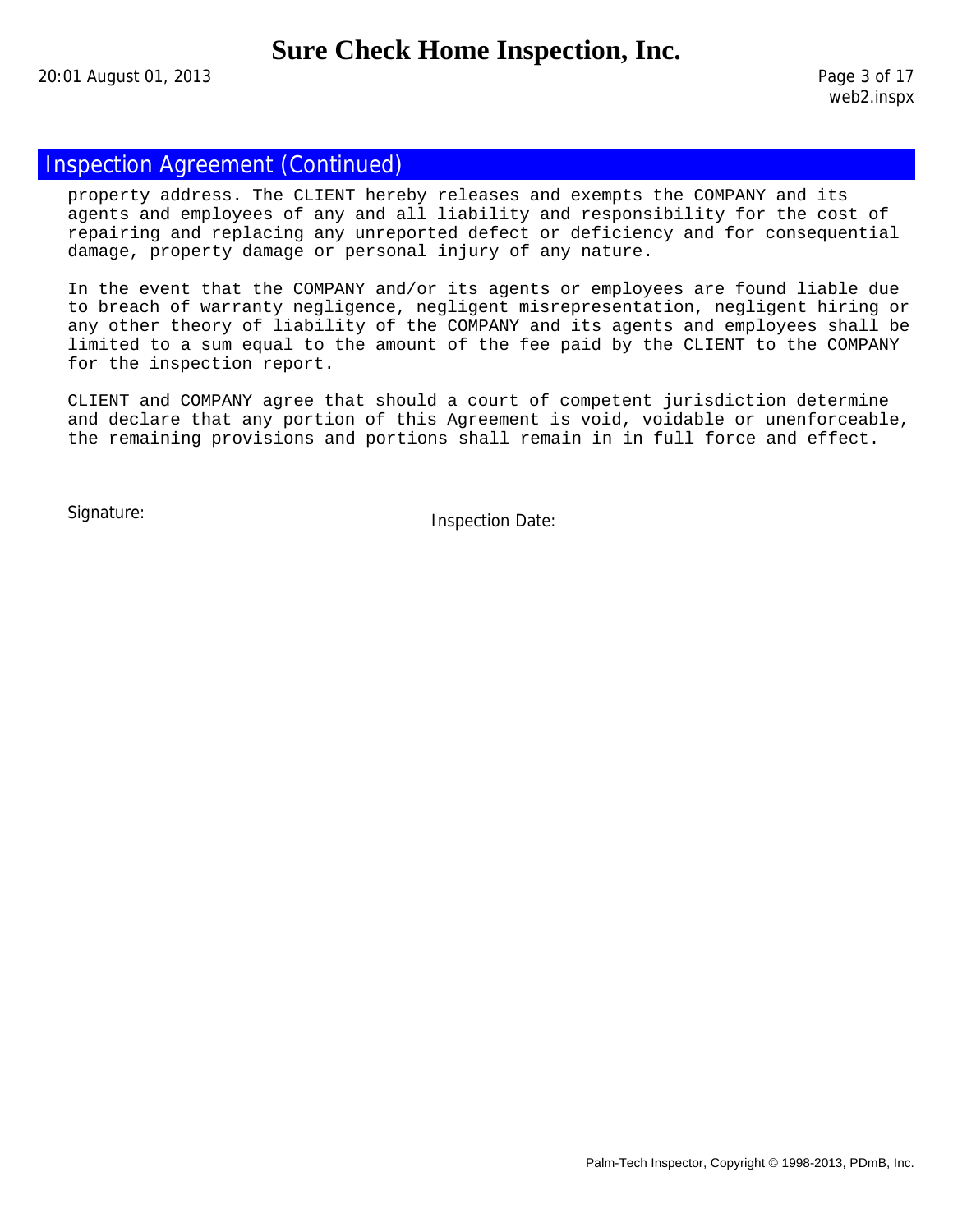## Inspection Agreement (Continued)

property address. The CLIENT hereby releases and exempts the COMPANY and its agents and employees of any and all liability and responsibility for the cost of repairing and replacing any unreported defect or deficiency and for consequential damage, property damage or personal injury of any nature.

In the event that the COMPANY and/or its agents or employees are found liable due to breach of warranty negligence, negligent misrepresentation, negligent hiring or any other theory of liability of the COMPANY and its agents and employees shall be limited to a sum equal to the amount of the fee paid by the CLIENT to the COMPANY for the inspection report.

CLIENT and COMPANY agree that should a court of competent jurisdiction determine and declare that any portion of this Agreement is void, voidable or unenforceable, the remaining provisions and portions shall remain in in full force and effect.

Signature: Inspection Date: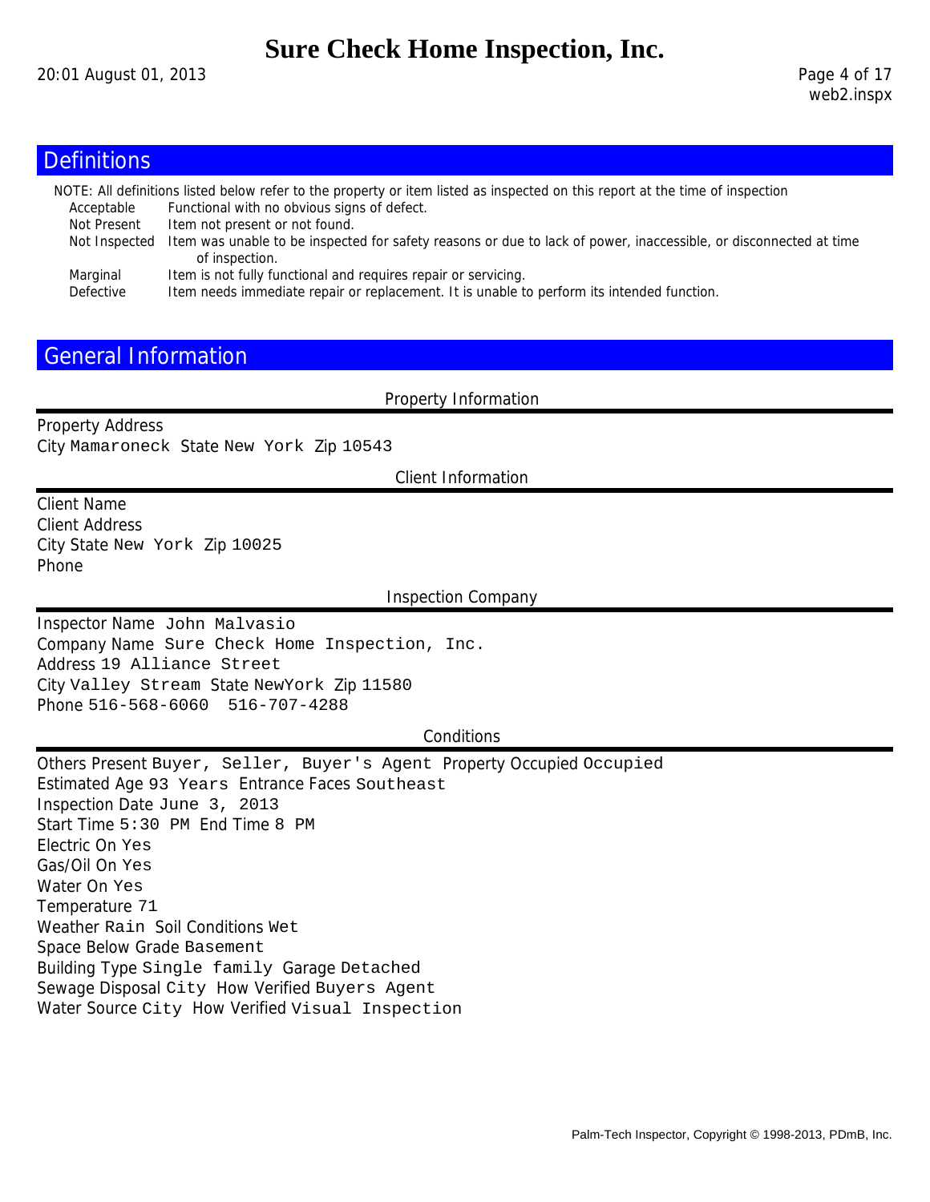## Definitions

NOTE: All definitions listed below refer to the property or item listed as inspected on this report at the time of inspection

| | |
|---|---|
| Acceptable | Functional with no obvious signs of defect. |
| Not Present | Item not present or not found. |
| Not Inspected | Item was unable to be inspected for safety reasons or due to lack of power, inaccessible, or disconnected at time of inspection. |
| Marginal | Item is not fully functional and requires repair or servicing. |
| Defective | Item needs immediate repair or replacement. It is unable to perform its intended function. |

## General Information

### Property Information

Property Address
City Mamaroneck State New York Zip 10543

### Client Information

Client Name
Client Address
City State New York Zip 10025
Phone

### Inspection Company

Inspector Name John Malvasio
Company Name Sure Check Home Inspection, Inc.
Address 19 Alliance Street
City Valley Stream State NewYork Zip 11580
Phone 516-568-6060 516-707-4288

### Conditions

Others Present Buyer, Seller, Buyer's Agent Property Occupied Occupied
Estimated Age 93 Years Entrance Faces Southeast
Inspection Date June 3, 2013
Start Time 5:30 PM End Time 8 PM
Electric On Yes
Gas/Oil On Yes
Water On Yes
Temperature 71
Weather Rain Soil Conditions Wet
Space Below Grade Basement
Building Type Single family Garage Detached
Sewage Disposal City How Verified Buyers Agent
Water Source City How Verified Visual Inspection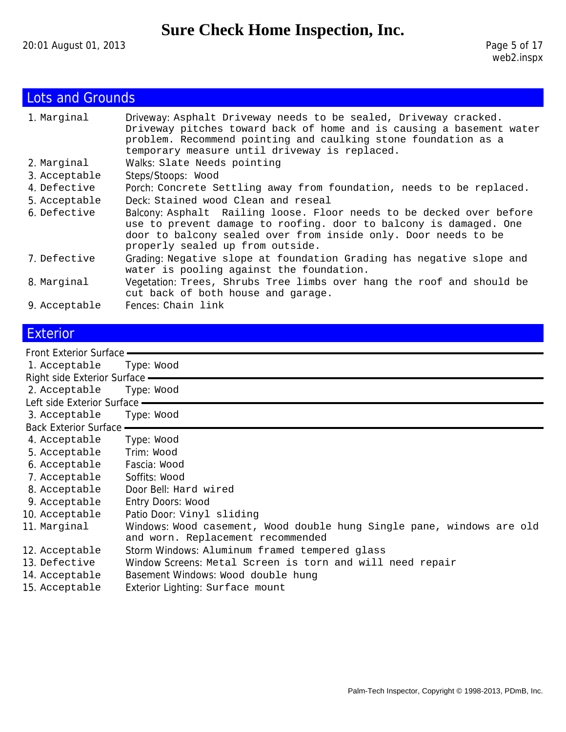## Lots and Grounds

| | | |
|---|---|---|
| 1. | Marginal | Driveway: Asphalt Driveway needs to be sealed, Driveway cracked. Driveway pitches toward back of home and is causing a basement water problem. Recommend pointing and caulking stone foundation as a temporary measure until driveway is replaced. |
| 2. | Marginal | Walks: Slate Needs pointing |
| 3. | Acceptable | Steps/Stoops: Wood |
| 4. | Defective | Porch: Concrete Settling away from foundation, needs to be replaced. |
| 5. | Acceptable | Deck: Stained wood Clean and reseal |
| 6. | Defective | Balcony: Asphalt Railing loose. Floor needs to be decked over before use to prevent damage to roofing. door to balcony is damaged. One door to balcony sealed over from inside only. Door needs to be properly sealed up from outside. |
| 7. | Defective | Grading: Negative slope at foundation Grading has negative slope and water is pooling against the foundation. |
| 8. | Marginal | Vegetation: Trees, Shrubs Tree limbs over hang the roof and should be cut back of both house and garage. |
| 9. | Acceptable | Fences: Chain link |

## Exterior

**Front Exterior Surface**

1. Acceptable — Type: Wood

**Right side Exterior Surface**

2. Acceptable — Type: Wood

**Left side Exterior Surface**

3. Acceptable — Type: Wood

**Back Exterior Surface**

| | | |
|---|---|---|
| 4. | Acceptable | Type: Wood |
| 5. | Acceptable | Trim: Wood |
| 6. | Acceptable | Fascia: Wood |
| 7. | Acceptable | Soffits: Wood |
| 8. | Acceptable | Door Bell: Hard wired |
| 9. | Acceptable | Entry Doors: Wood |
| 10. | Acceptable | Patio Door: Vinyl sliding |
| 11. | Marginal | Windows: Wood casement, Wood double hung Single pane, windows are old and worn. Replacement recommended |
| 12. | Acceptable | Storm Windows: Aluminum framed tempered glass |
| 13. | Defective | Window Screens: Metal Screen is torn and will need repair |
| 14. | Acceptable | Basement Windows: Wood double hung |
| 15. | Acceptable | Exterior Lighting: Surface mount |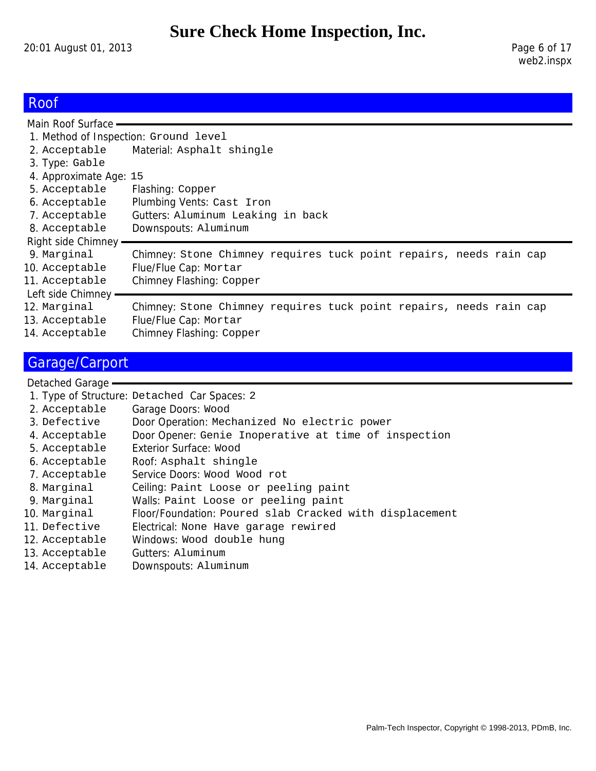## Roof

### Main Roof Surface

1. Method of Inspection: Ground level
2. Acceptable — Material: Asphalt shingle
3. Type: Gable
4. Approximate Age: 15
5. Acceptable — Flashing: Copper
6. Acceptable — Plumbing Vents: Cast Iron
7. Acceptable — Gutters: Aluminum Leaking in back
8. Acceptable — Downspouts: Aluminum

### Right side Chimney

9. Marginal — Chimney: Stone Chimney requires tuck point repairs, needs rain cap
10. Acceptable — Flue/Flue Cap: Mortar
11. Acceptable — Chimney Flashing: Copper

### Left side Chimney

12. Marginal — Chimney: Stone Chimney requires tuck point repairs, needs rain cap
13. Acceptable — Flue/Flue Cap: Mortar
14. Acceptable — Chimney Flashing: Copper

## Garage/Carport

### Detached Garage

1. Type of Structure: Detached Car Spaces: 2
2. Acceptable — Garage Doors: Wood
3. Defective — Door Operation: Mechanized No electric power
4. Acceptable — Door Opener: Genie Inoperative at time of inspection
5. Acceptable — Exterior Surface: Wood
6. Acceptable — Roof: Asphalt shingle
7. Acceptable — Service Doors: Wood Wood rot
8. Marginal — Ceiling: Paint Loose or peeling paint
9. Marginal — Walls: Paint Loose or peeling paint
10. Marginal — Floor/Foundation: Poured slab Cracked with displacement
11. Defective — Electrical: None Have garage rewired
12. Acceptable — Windows: Wood double hung
13. Acceptable — Gutters: Aluminum
14. Acceptable — Downspouts: Aluminum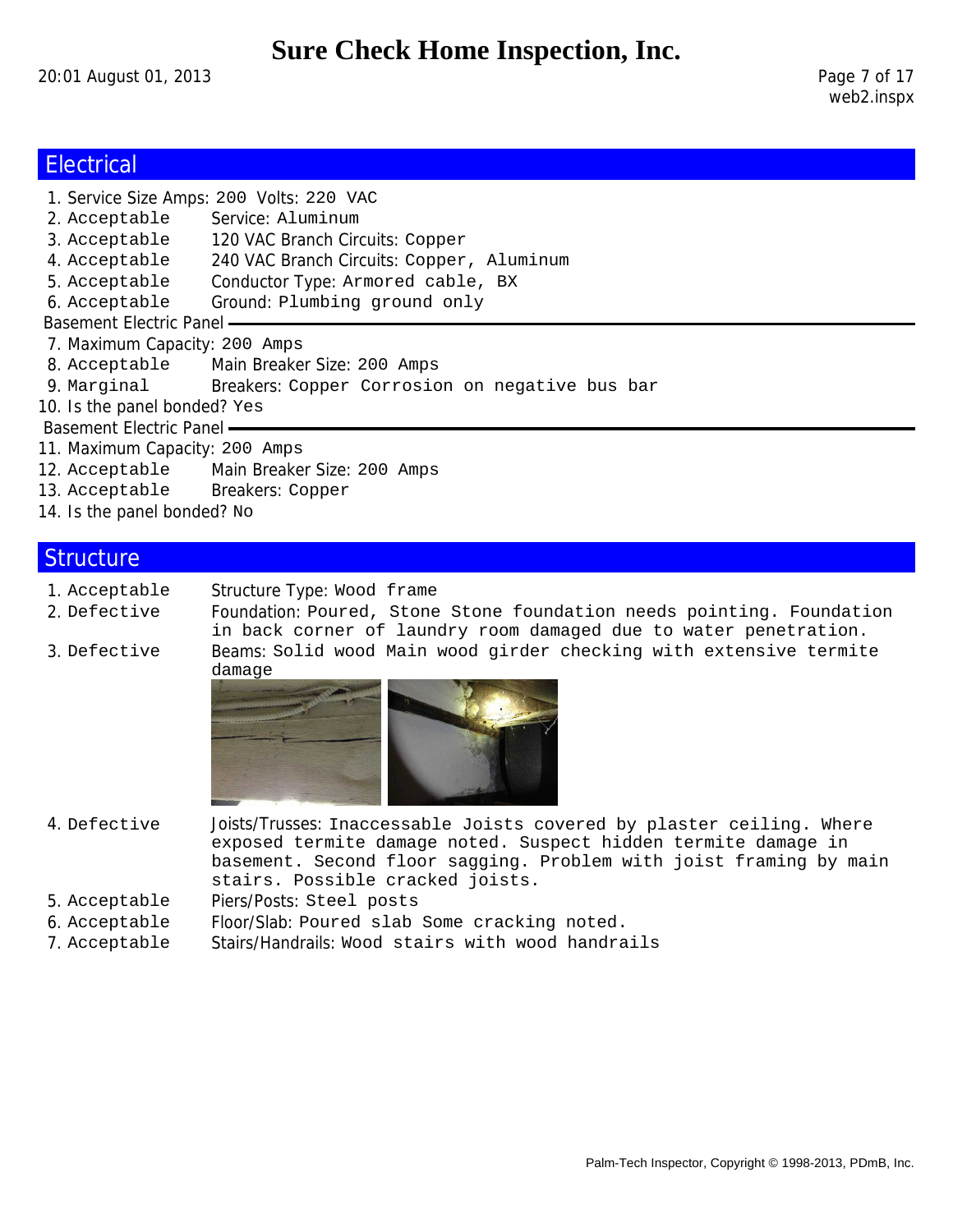## Electrical

1. Service Size Amps: 200 Volts: 220 VAC
2. Acceptable — Service: Aluminum
3. Acceptable — 120 VAC Branch Circuits: Copper
4. Acceptable — 240 VAC Branch Circuits: Copper, Aluminum
5. Acceptable — Conductor Type: Armored cable, BX
6. Acceptable — Ground: Plumbing ground only

### Basement Electric Panel

7. Maximum Capacity: 200 Amps
8. Acceptable — Main Breaker Size: 200 Amps
9. Marginal — Breakers: Copper Corrosion on negative bus bar
10. Is the panel bonded? Yes

### Basement Electric Panel

11. Maximum Capacity: 200 Amps
12. Acceptable — Main Breaker Size: 200 Amps
13. Acceptable — Breakers: Copper
14. Is the panel bonded? No

## Structure

1. Acceptable — Structure Type: Wood frame
2. Defective — Foundation: Poured, Stone Stone foundation needs pointing. Foundation in back corner of laundry room damaged due to water penetration.
3. Defective — Beams: Solid wood Main wood girder checking with extensive termite damage
4. Defective — Joists/Trusses: Inaccessable Joists covered by plaster ceiling. Where exposed termite damage noted. Suspect hidden termite damage in basement. Second floor sagging. Problem with joist framing by main stairs. Possible cracked joists.
5. Acceptable — Piers/Posts: Steel posts
6. Acceptable — Floor/Slab: Poured slab Some cracking noted.
7. Acceptable — Stairs/Handrails: Wood stairs with wood handrails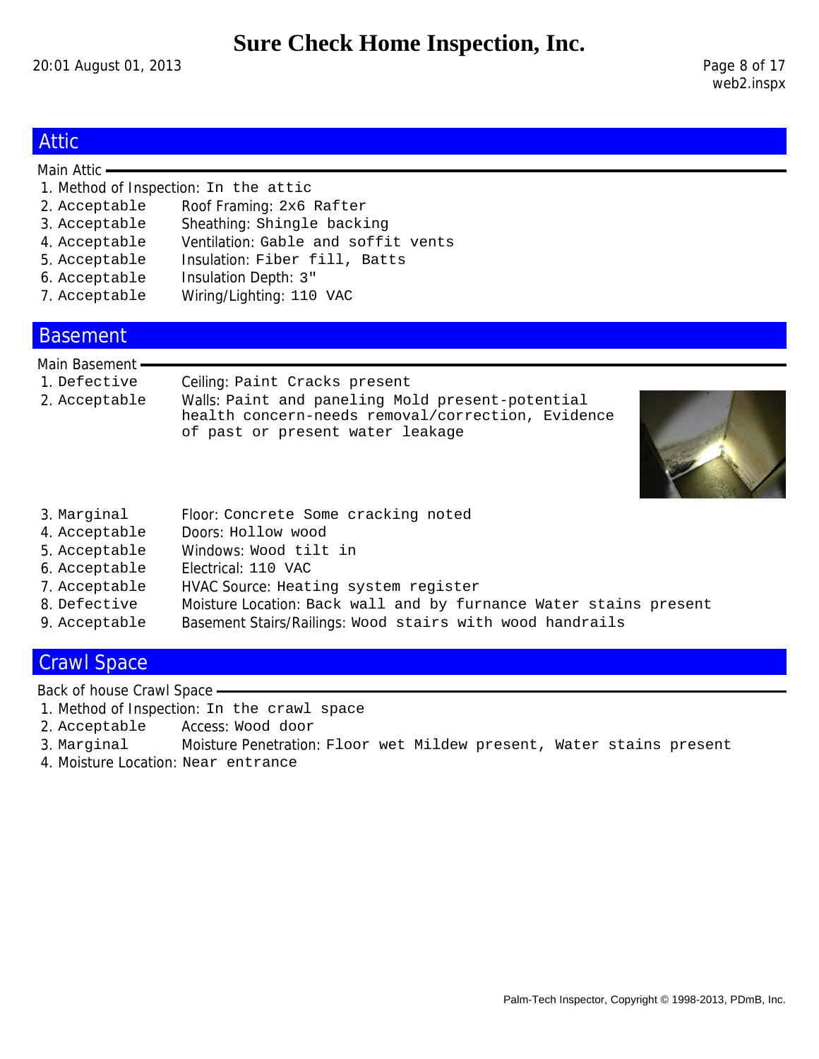## Attic

### Main Attic

1. Method of Inspection: In the attic
2. Acceptable — Roof Framing: 2x6 Rafter
3. Acceptable — Sheathing: Shingle backing
4. Acceptable — Ventilation: Gable and soffit vents
5. Acceptable — Insulation: Fiber fill, Batts
6. Acceptable — Insulation Depth: 3"
7. Acceptable — Wiring/Lighting: 110 VAC

## Basement

### Main Basement

1. Defective — Ceiling: Paint Cracks present
2. Acceptable — Walls: Paint and paneling Mold present-potential health concern-needs removal/correction, Evidence of past or present water leakage
3. Marginal — Floor: Concrete Some cracking noted
4. Acceptable — Doors: Hollow wood
5. Acceptable — Windows: Wood tilt in
6. Acceptable — Electrical: 110 VAC
7. Acceptable — HVAC Source: Heating system register
8. Defective — Moisture Location: Back wall and by furnance Water stains present
9. Acceptable — Basement Stairs/Railings: Wood stairs with wood handrails

## Crawl Space

### Back of house Crawl Space

1. Method of Inspection: In the crawl space
2. Acceptable — Access: Wood door
3. Marginal — Moisture Penetration: Floor wet Mildew present, Water stains present
4. Moisture Location: Near entrance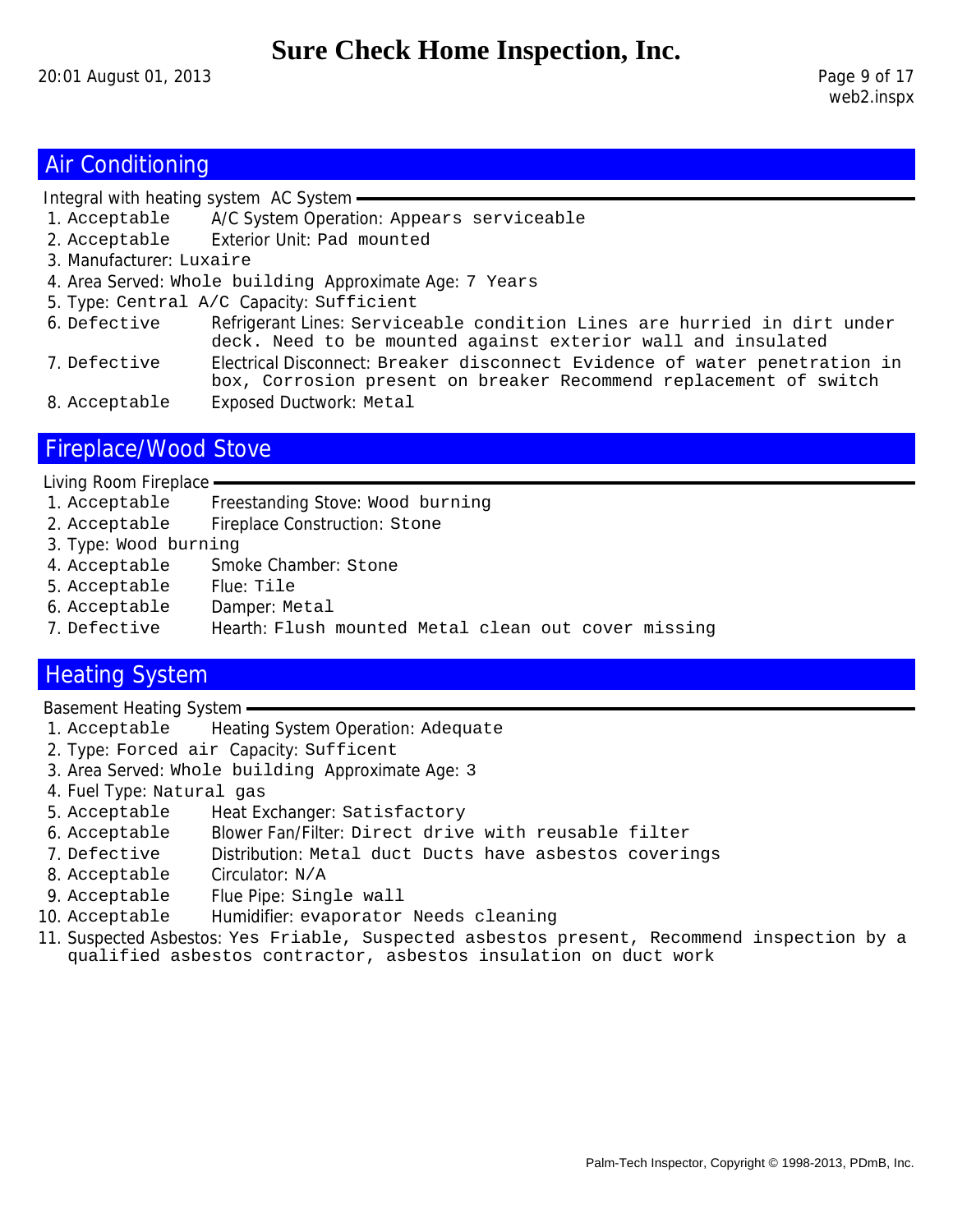# Sure Check Home Inspection, Inc.

## Air Conditioning

**Integral with heating system AC System**

1. Acceptable — A/C System Operation: Appears serviceable
2. Acceptable — Exterior Unit: Pad mounted
3. Manufacturer: Luxaire
4. Area Served: Whole building Approximate Age: 7 Years
5. Type: Central A/C Capacity: Sufficient
6. Defective — Refrigerant Lines: Serviceable condition Lines are hurried in dirt under deck. Need to be mounted against exterior wall and insulated
7. Defective — Electrical Disconnect: Breaker disconnect Evidence of water penetration in box, Corrosion present on breaker Recommend replacement of switch
8. Acceptable — Exposed Ductwork: Metal

## Fireplace/Wood Stove

**Living Room Fireplace**

1. Acceptable — Freestanding Stove: Wood burning
2. Acceptable — Fireplace Construction: Stone
3. Type: Wood burning
4. Acceptable — Smoke Chamber: Stone
5. Acceptable — Flue: Tile
6. Acceptable — Damper: Metal
7. Defective — Hearth: Flush mounted Metal clean out cover missing

## Heating System

**Basement Heating System**

1. Acceptable — Heating System Operation: Adequate
2. Type: Forced air Capacity: Sufficent
3. Area Served: Whole building Approximate Age: 3
4. Fuel Type: Natural gas
5. Acceptable — Heat Exchanger: Satisfactory
6. Acceptable — Blower Fan/Filter: Direct drive with reusable filter
7. Defective — Distribution: Metal duct Ducts have asbestos coverings
8. Acceptable — Circulator: N/A
9. Acceptable — Flue Pipe: Single wall
10. Acceptable — Humidifier: evaporator Needs cleaning
11. Suspected Asbestos: Yes Friable, Suspected asbestos present, Recommend inspection by a qualified asbestos contractor, asbestos insulation on duct work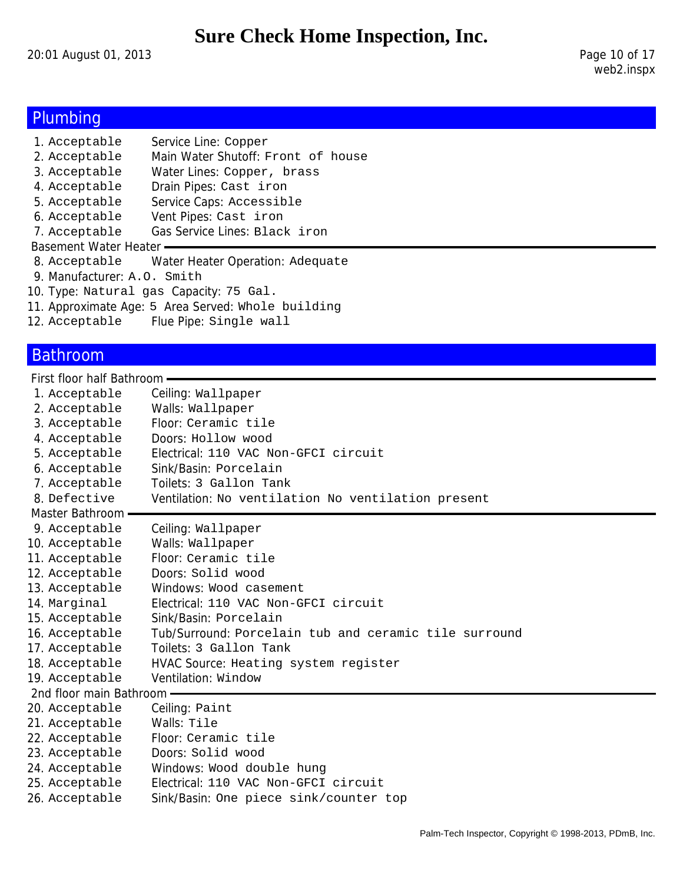## Plumbing

1. Acceptable Service Line: Copper
2. Acceptable Main Water Shutoff: Front of house
3. Acceptable Water Lines: Copper, brass
4. Acceptable Drain Pipes: Cast iron
5. Acceptable Service Caps: Accessible
6. Acceptable Vent Pipes: Cast iron
7. Acceptable Gas Service Lines: Black iron

### Basement Water Heater

8. Acceptable Water Heater Operation: Adequate
9. Manufacturer: A.O. Smith
10. Type: Natural gas Capacity: 75 Gal.
11. Approximate Age: 5 Area Served: Whole building
12. Acceptable Flue Pipe: Single wall

## Bathroom

### First floor half Bathroom

1. Acceptable Ceiling: Wallpaper
2. Acceptable Walls: Wallpaper
3. Acceptable Floor: Ceramic tile
4. Acceptable Doors: Hollow wood
5. Acceptable Electrical: 110 VAC Non-GFCI circuit
6. Acceptable Sink/Basin: Porcelain
7. Acceptable Toilets: 3 Gallon Tank
8. Defective Ventilation: No ventilation No ventilation present

### Master Bathroom

9. Acceptable Ceiling: Wallpaper
10. Acceptable Walls: Wallpaper
11. Acceptable Floor: Ceramic tile
12. Acceptable Doors: Solid wood
13. Acceptable Windows: Wood casement
14. Marginal Electrical: 110 VAC Non-GFCI circuit
15. Acceptable Sink/Basin: Porcelain
16. Acceptable Tub/Surround: Porcelain tub and ceramic tile surround
17. Acceptable Toilets: 3 Gallon Tank
18. Acceptable HVAC Source: Heating system register
19. Acceptable Ventilation: Window

### 2nd floor main Bathroom

20. Acceptable Ceiling: Paint
21. Acceptable Walls: Tile
22. Acceptable Floor: Ceramic tile
23. Acceptable Doors: Solid wood
24. Acceptable Windows: Wood double hung
25. Acceptable Electrical: 110 VAC Non-GFCI circuit
26. Acceptable Sink/Basin: One piece sink/counter top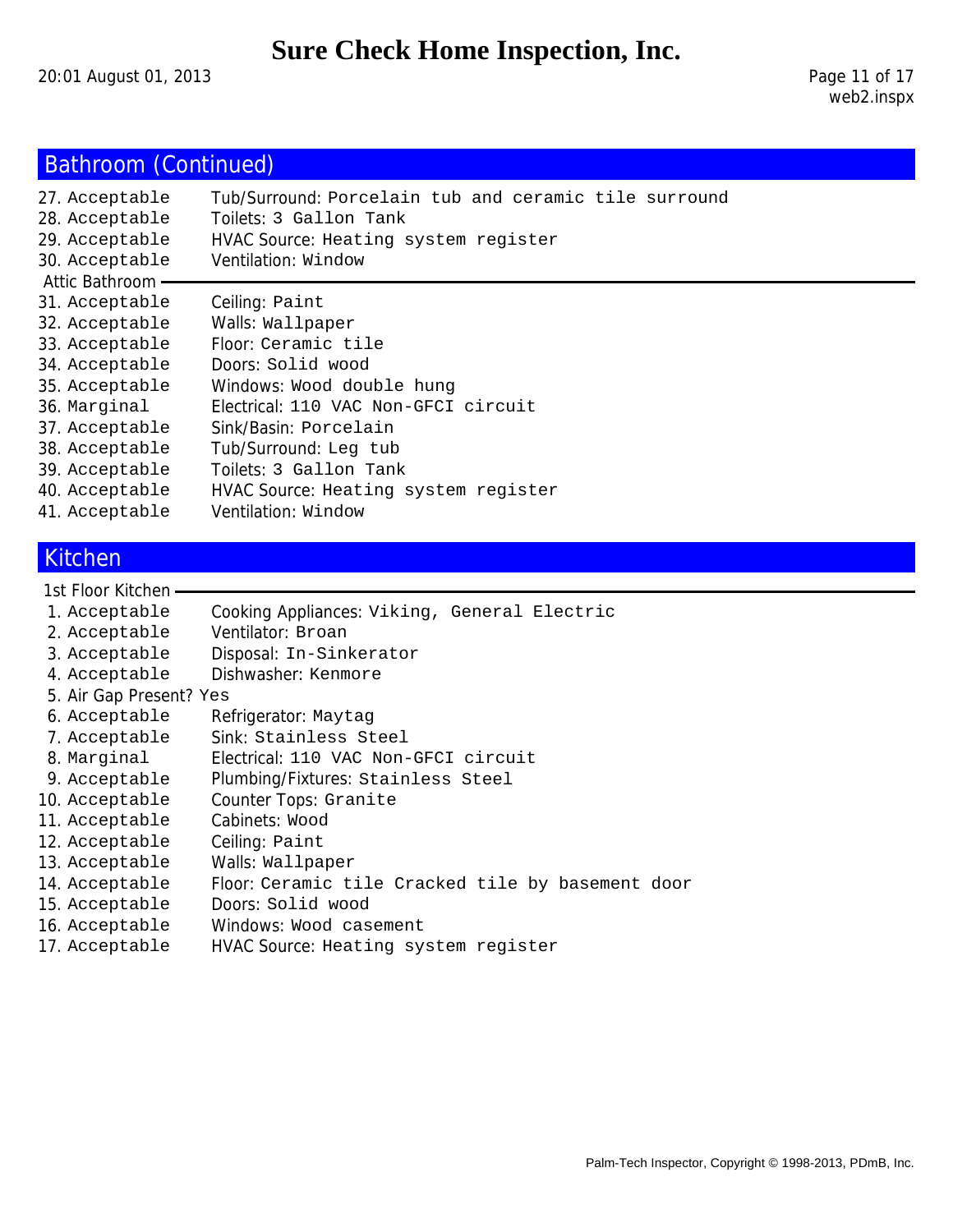## Bathroom (Continued)

27. Acceptable — Tub/Surround: Porcelain tub and ceramic tile surround
28. Acceptable — Toilets: 3 Gallon Tank
29. Acceptable — HVAC Source: Heating system register
30. Acceptable — Ventilation: Window

### Attic Bathroom

31. Acceptable — Ceiling: Paint
32. Acceptable — Walls: Wallpaper
33. Acceptable — Floor: Ceramic tile
34. Acceptable — Doors: Solid wood
35. Acceptable — Windows: Wood double hung
36. Marginal — Electrical: 110 VAC Non-GFCI circuit
37. Acceptable — Sink/Basin: Porcelain
38. Acceptable — Tub/Surround: Leg tub
39. Acceptable — Toilets: 3 Gallon Tank
40. Acceptable — HVAC Source: Heating system register
41. Acceptable — Ventilation: Window

## Kitchen

### 1st Floor Kitchen

1. Acceptable — Cooking Appliances: Viking, General Electric
2. Acceptable — Ventilator: Broan
3. Acceptable — Disposal: In-Sinkerator
4. Acceptable — Dishwasher: Kenmore
5. Air Gap Present? Yes
6. Acceptable — Refrigerator: Maytag
7. Acceptable — Sink: Stainless Steel
8. Marginal — Electrical: 110 VAC Non-GFCI circuit
9. Acceptable — Plumbing/Fixtures: Stainless Steel
10. Acceptable — Counter Tops: Granite
11. Acceptable — Cabinets: Wood
12. Acceptable — Ceiling: Paint
13. Acceptable — Walls: Wallpaper
14. Acceptable — Floor: Ceramic tile Cracked tile by basement door
15. Acceptable — Doors: Solid wood
16. Acceptable — Windows: Wood casement
17. Acceptable — HVAC Source: Heating system register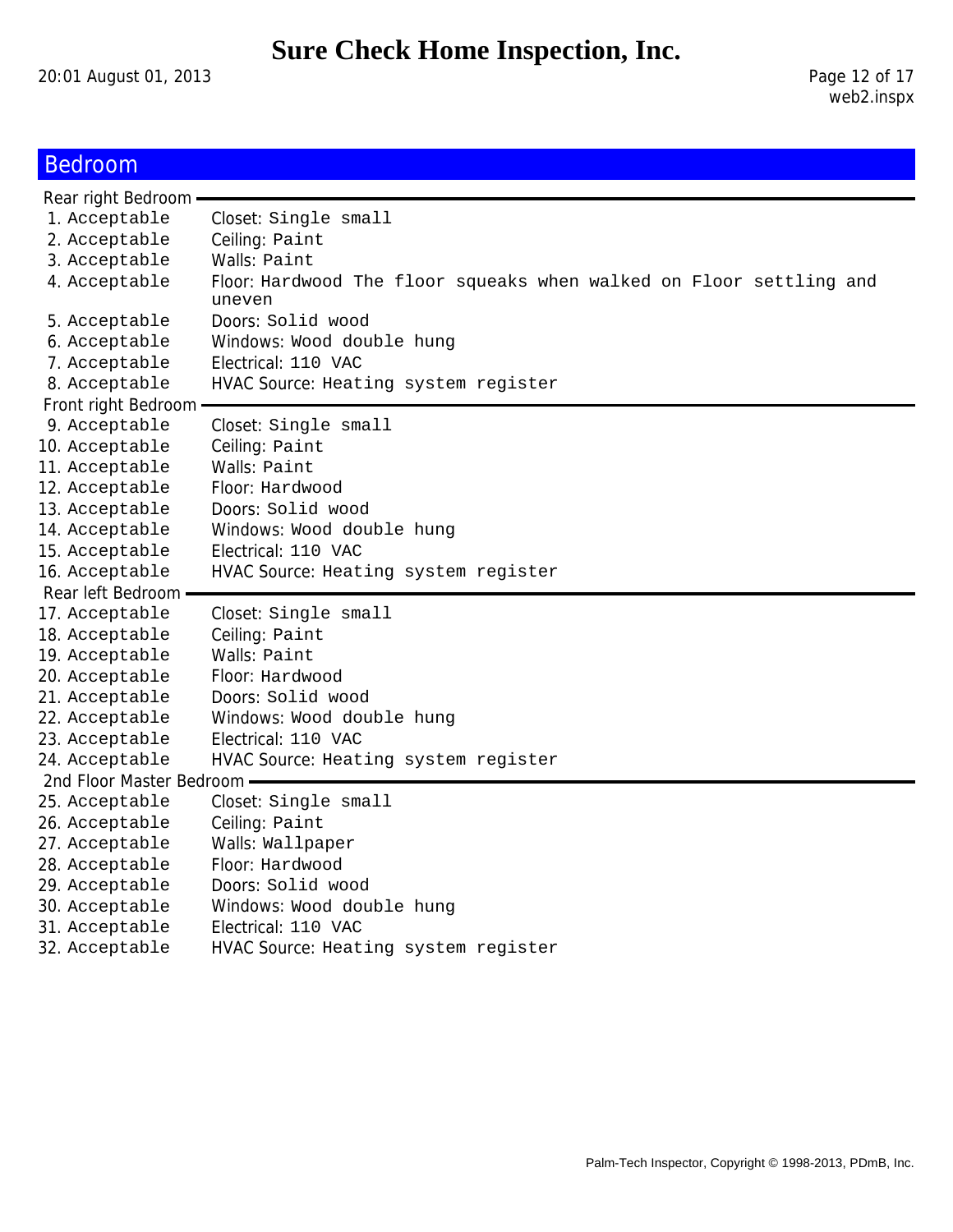## Bedroom

### Rear right Bedroom

1. Acceptable Closet: Single small
2. Acceptable Ceiling: Paint
3. Acceptable Walls: Paint
4. Acceptable Floor: Hardwood The floor squeaks when walked on Floor settling and uneven
5. Acceptable Doors: Solid wood
6. Acceptable Windows: Wood double hung
7. Acceptable Electrical: 110 VAC
8. Acceptable HVAC Source: Heating system register

### Front right Bedroom

9. Acceptable Closet: Single small
10. Acceptable Ceiling: Paint
11. Acceptable Walls: Paint
12. Acceptable Floor: Hardwood
13. Acceptable Doors: Solid wood
14. Acceptable Windows: Wood double hung
15. Acceptable Electrical: 110 VAC
16. Acceptable HVAC Source: Heating system register

### Rear left Bedroom

17. Acceptable Closet: Single small
18. Acceptable Ceiling: Paint
19. Acceptable Walls: Paint
20. Acceptable Floor: Hardwood
21. Acceptable Doors: Solid wood
22. Acceptable Windows: Wood double hung
23. Acceptable Electrical: 110 VAC
24. Acceptable HVAC Source: Heating system register

### 2nd Floor Master Bedroom

25. Acceptable Closet: Single small
26. Acceptable Ceiling: Paint
27. Acceptable Walls: Wallpaper
28. Acceptable Floor: Hardwood
29. Acceptable Doors: Solid wood
30. Acceptable Windows: Wood double hung
31. Acceptable Electrical: 110 VAC
32. Acceptable HVAC Source: Heating system register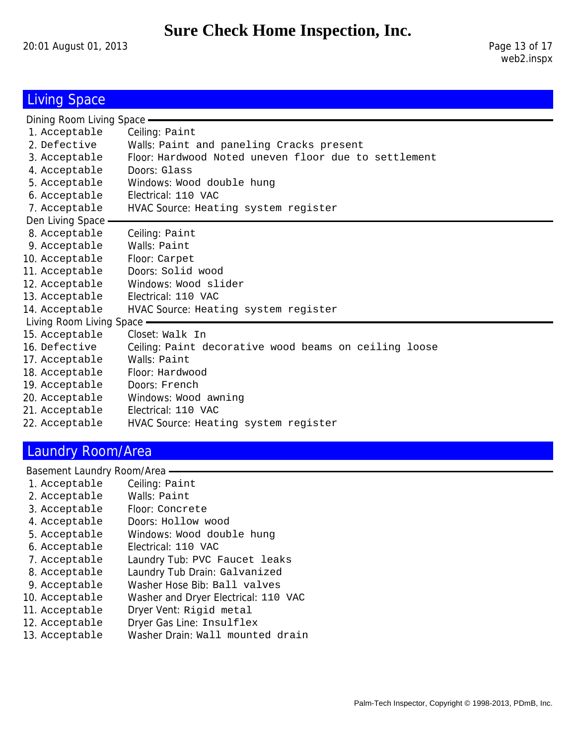## Living Space

### Dining Room Living Space

1. Acceptable — Ceiling: Paint
2. Defective — Walls: Paint and paneling Cracks present
3. Acceptable — Floor: Hardwood Noted uneven floor due to settlement
4. Acceptable — Doors: Glass
5. Acceptable — Windows: Wood double hung
6. Acceptable — Electrical: 110 VAC
7. Acceptable — HVAC Source: Heating system register

### Den Living Space

8. Acceptable — Ceiling: Paint
9. Acceptable — Walls: Paint
10. Acceptable — Floor: Carpet
11. Acceptable — Doors: Solid wood
12. Acceptable — Windows: Wood slider
13. Acceptable — Electrical: 110 VAC
14. Acceptable — HVAC Source: Heating system register

### Living Room Living Space

15. Acceptable — Closet: Walk In
16. Defective — Ceiling: Paint decorative wood beams on ceiling loose
17. Acceptable — Walls: Paint
18. Acceptable — Floor: Hardwood
19. Acceptable — Doors: French
20. Acceptable — Windows: Wood awning
21. Acceptable — Electrical: 110 VAC
22. Acceptable — HVAC Source: Heating system register

## Laundry Room/Area

### Basement Laundry Room/Area

1. Acceptable — Ceiling: Paint
2. Acceptable — Walls: Paint
3. Acceptable — Floor: Concrete
4. Acceptable — Doors: Hollow wood
5. Acceptable — Windows: Wood double hung
6. Acceptable — Electrical: 110 VAC
7. Acceptable — Laundry Tub: PVC Faucet leaks
8. Acceptable — Laundry Tub Drain: Galvanized
9. Acceptable — Washer Hose Bib: Ball valves
10. Acceptable — Washer and Dryer Electrical: 110 VAC
11. Acceptable — Dryer Vent: Rigid metal
12. Acceptable — Dryer Gas Line: Insulflex
13. Acceptable — Washer Drain: Wall mounted drain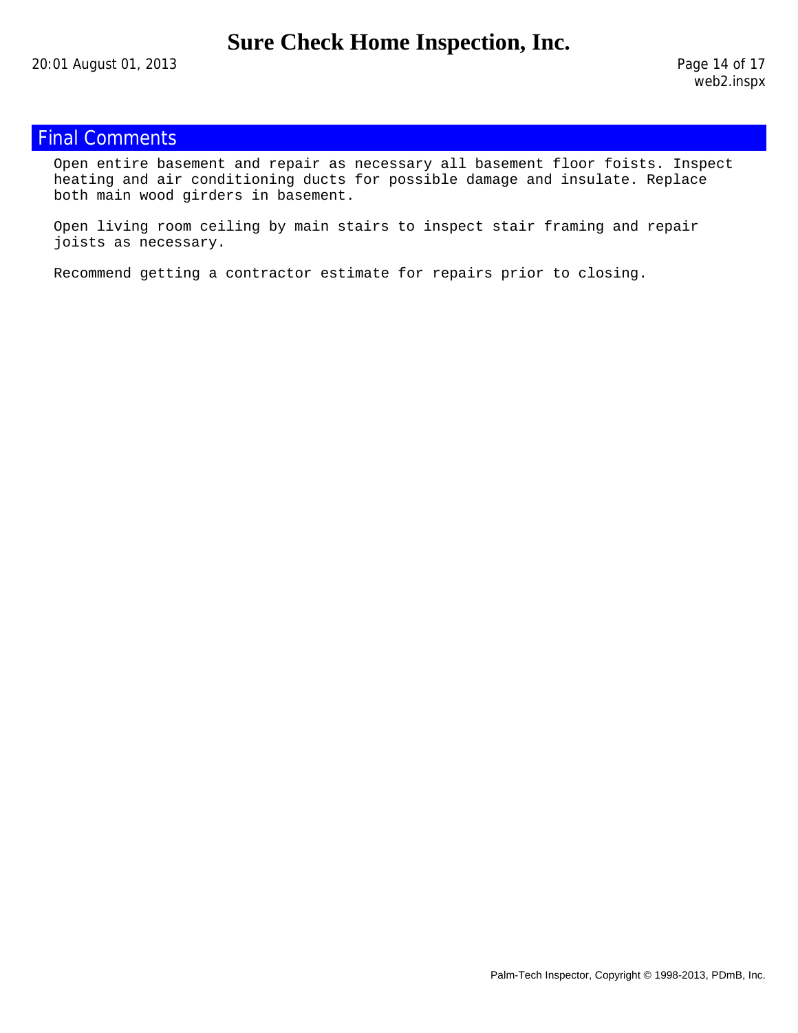## Final Comments

Open entire basement and repair as necessary all basement floor foists. Inspect heating and air conditioning ducts for possible damage and insulate. Replace both main wood girders in basement.

Open living room ceiling by main stairs to inspect stair framing and repair joists as necessary.

Recommend getting a contractor estimate for repairs prior to closing.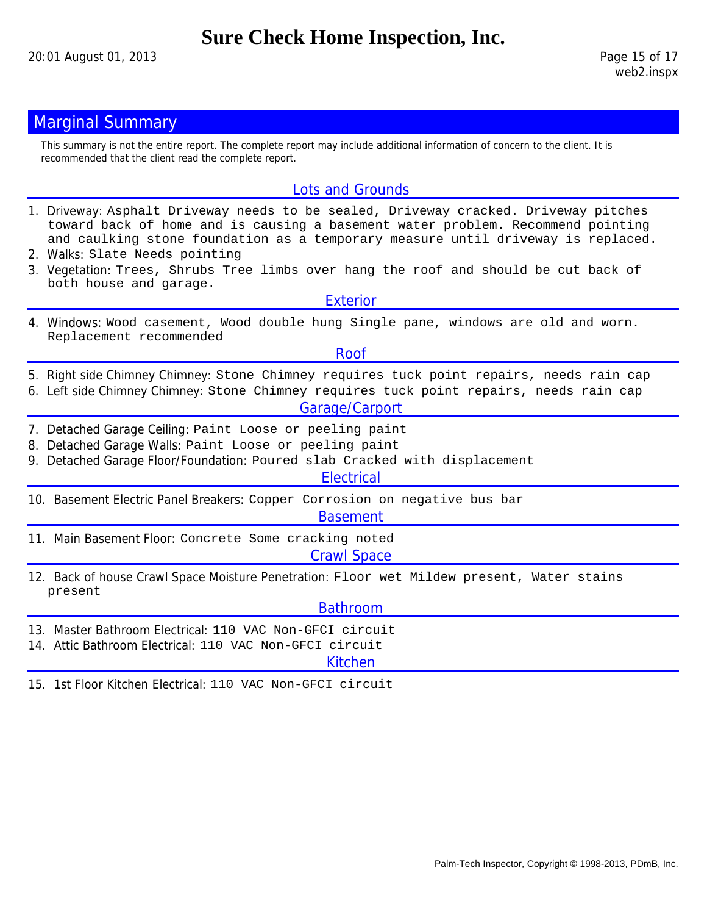# Sure Check Home Inspection, Inc.

## Marginal Summary

This summary is not the entire report. The complete report may include additional information of concern to the client. It is recommended that the client read the complete report.

### Lots and Grounds

1. Driveway: Asphalt Driveway needs to be sealed, Driveway cracked. Driveway pitches toward back of home and is causing a basement water problem. Recommend pointing and caulking stone foundation as a temporary measure until driveway is replaced.
2. Walks: Slate Needs pointing
3. Vegetation: Trees, Shrubs Tree limbs over hang the roof and should be cut back of both house and garage.

### Exterior

4. Windows: Wood casement, Wood double hung Single pane, windows are old and worn. Replacement recommended

### Roof

5. Right side Chimney Chimney: Stone Chimney requires tuck point repairs, needs rain cap
6. Left side Chimney Chimney: Stone Chimney requires tuck point repairs, needs rain cap

### Garage/Carport

7. Detached Garage Ceiling: Paint Loose or peeling paint
8. Detached Garage Walls: Paint Loose or peeling paint
9. Detached Garage Floor/Foundation: Poured slab Cracked with displacement

### Electrical

10. Basement Electric Panel Breakers: Copper Corrosion on negative bus bar

### Basement

11. Main Basement Floor: Concrete Some cracking noted

### Crawl Space

12. Back of house Crawl Space Moisture Penetration: Floor wet Mildew present, Water stains present

### Bathroom

13. Master Bathroom Electrical: 110 VAC Non-GFCI circuit
14. Attic Bathroom Electrical: 110 VAC Non-GFCI circuit

### Kitchen

15. 1st Floor Kitchen Electrical: 110 VAC Non-GFCI circuit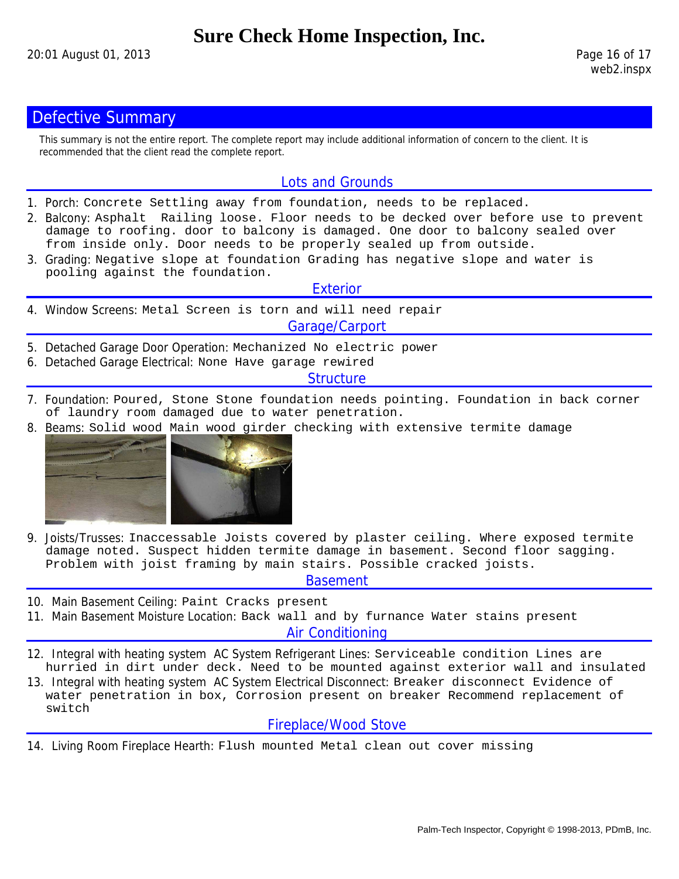# Sure Check Home Inspection, Inc.

## Defective Summary

This summary is not the entire report. The complete report may include additional information of concern to the client. It is recommended that the client read the complete report.

### Lots and Grounds

1. Porch: Concrete Settling away from foundation, needs to be replaced.
2. Balcony: Asphalt  Railing loose. Floor needs to be decked over before use to prevent damage to roofing. door to balcony is damaged. One door to balcony sealed over from inside only. Door needs to be properly sealed up from outside.
3. Grading: Negative slope at foundation Grading has negative slope and water is pooling against the foundation.

### Exterior

4. Window Screens: Metal Screen is torn and will need repair

### Garage/Carport

5. Detached Garage Door Operation: Mechanized No electric power
6. Detached Garage Electrical: None Have garage rewired

### Structure

7. Foundation: Poured, Stone Stone foundation needs pointing. Foundation in back corner of laundry room damaged due to water penetration.
8. Beams: Solid wood Main wood girder checking with extensive termite damage
9. Joists/Trusses: Inaccessable Joists covered by plaster ceiling. Where exposed termite damage noted. Suspect hidden termite damage in basement. Second floor sagging. Problem with joist framing by main stairs. Possible cracked joists.

### Basement

10. Main Basement Ceiling: Paint Cracks present
11. Main Basement Moisture Location: Back wall and by furnance Water stains present

### Air Conditioning

12. Integral with heating system  AC System Refrigerant Lines: Serviceable condition Lines are hurried in dirt under deck. Need to be mounted against exterior wall and insulated
13. Integral with heating system  AC System Electrical Disconnect: Breaker disconnect Evidence of water penetration in box, Corrosion present on breaker Recommend replacement of switch

### Fireplace/Wood Stove

14. Living Room Fireplace Hearth: Flush mounted Metal clean out cover missing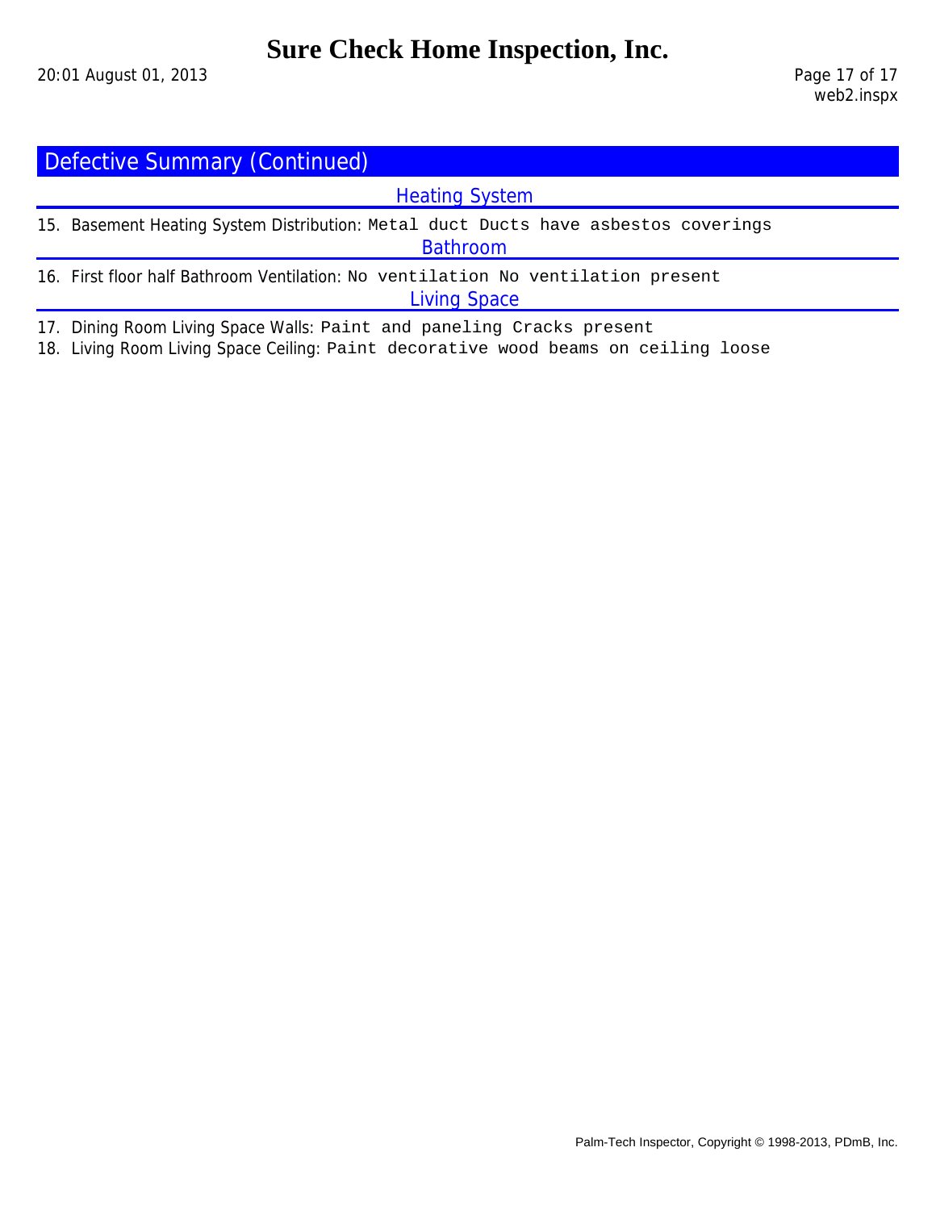## Defective Summary (Continued)

### Heating System

15. Basement Heating System Distribution: Metal duct Ducts have asbestos coverings

### Bathroom

16. First floor half Bathroom Ventilation: No ventilation No ventilation present

### Living Space

17. Dining Room Living Space Walls: Paint and paneling Cracks present
18. Living Room Living Space Ceiling: Paint decorative wood beams on ceiling loose